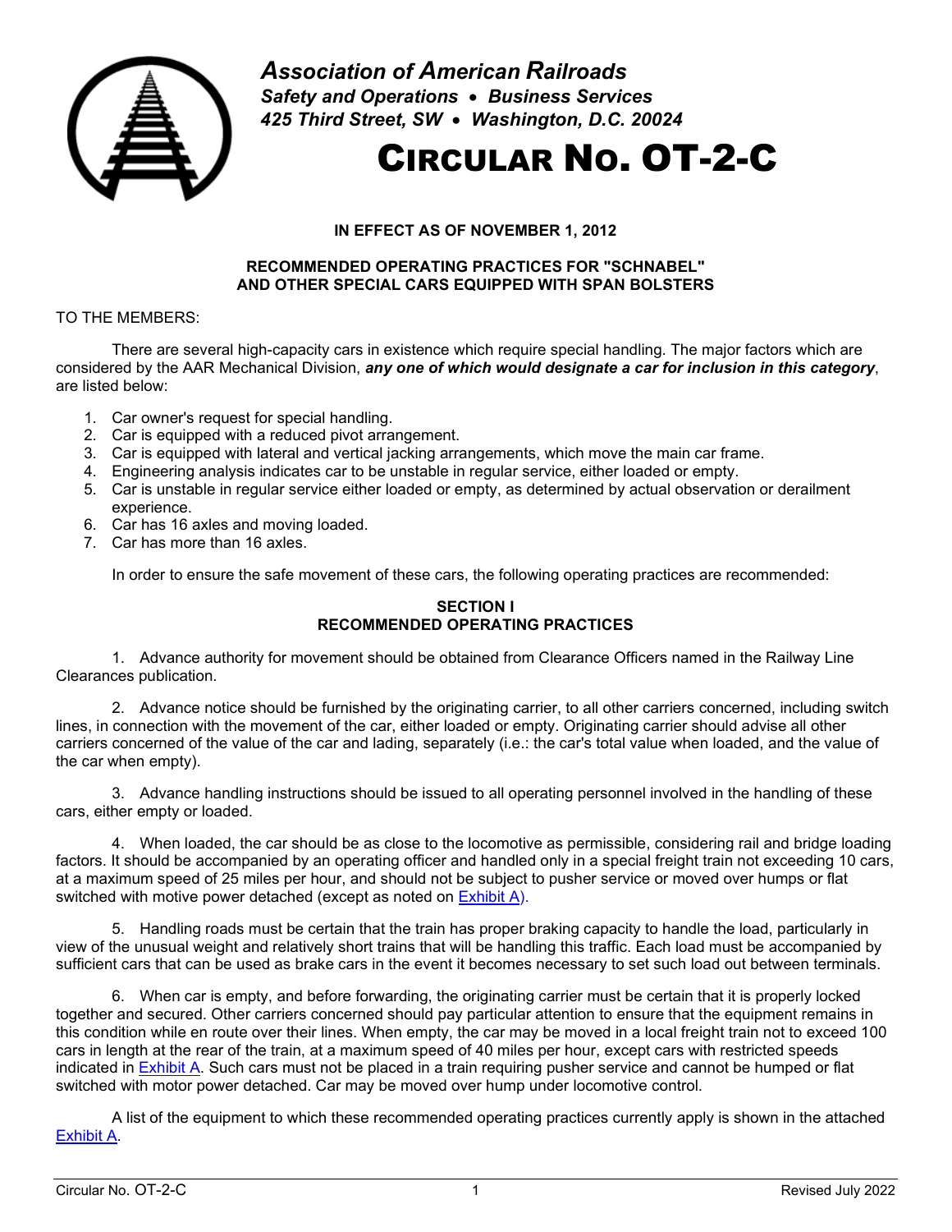***Association of American Railroads***
***Safety and Operations • Business Services***
***425 Third Street, SW • Washington, D.C. 20024***

# CIRCULAR NO. OT-2-C

**IN EFFECT AS OF NOVEMBER 1, 2012**

**RECOMMENDED OPERATING PRACTICES FOR "SCHNABEL" AND OTHER SPECIAL CARS EQUIPPED WITH SPAN BOLSTERS**

TO THE MEMBERS:

There are several high-capacity cars in existence which require special handling. The major factors which are considered by the AAR Mechanical Division, ***any one of which would designate a car for inclusion in this category***, are listed below:

1. Car owner's request for special handling.
2. Car is equipped with a reduced pivot arrangement.
3. Car is equipped with lateral and vertical jacking arrangements, which move the main car frame.
4. Engineering analysis indicates car to be unstable in regular service, either loaded or empty.
5. Car is unstable in regular service either loaded or empty, as determined by actual observation or derailment experience.
6. Car has 16 axles and moving loaded.
7. Car has more than 16 axles.

In order to ensure the safe movement of these cars, the following operating practices are recommended:

## SECTION I
## RECOMMENDED OPERATING PRACTICES

1. Advance authority for movement should be obtained from Clearance Officers named in the Railway Line Clearances publication.

2. Advance notice should be furnished by the originating carrier, to all other carriers concerned, including switch lines, in connection with the movement of the car, either loaded or empty. Originating carrier should advise all other carriers concerned of the value of the car and lading, separately (i.e.: the car's total value when loaded, and the value of the car when empty).

3. Advance handling instructions should be issued to all operating personnel involved in the handling of these cars, either empty or loaded.

4. When loaded, the car should be as close to the locomotive as permissible, considering rail and bridge loading factors. It should be accompanied by an operating officer and handled only in a special freight train not exceeding 10 cars, at a maximum speed of 25 miles per hour, and should not be subject to pusher service or moved over humps or flat switched with motive power detached (except as noted on Exhibit A).

5. Handling roads must be certain that the train has proper braking capacity to handle the load, particularly in view of the unusual weight and relatively short trains that will be handling this traffic. Each load must be accompanied by sufficient cars that can be used as brake cars in the event it becomes necessary to set such load out between terminals.

6. When car is empty, and before forwarding, the originating carrier must be certain that it is properly locked together and secured. Other carriers concerned should pay particular attention to ensure that the equipment remains in this condition while en route over their lines. When empty, the car may be moved in a local freight train not to exceed 100 cars in length at the rear of the train, at a maximum speed of 40 miles per hour, except cars with restricted speeds indicated in Exhibit A. Such cars must not be placed in a train requiring pusher service and cannot be humped or flat switched with motor power detached. Car may be moved over hump under locomotive control.

A list of the equipment to which these recommended operating practices currently apply is shown in the attached Exhibit A.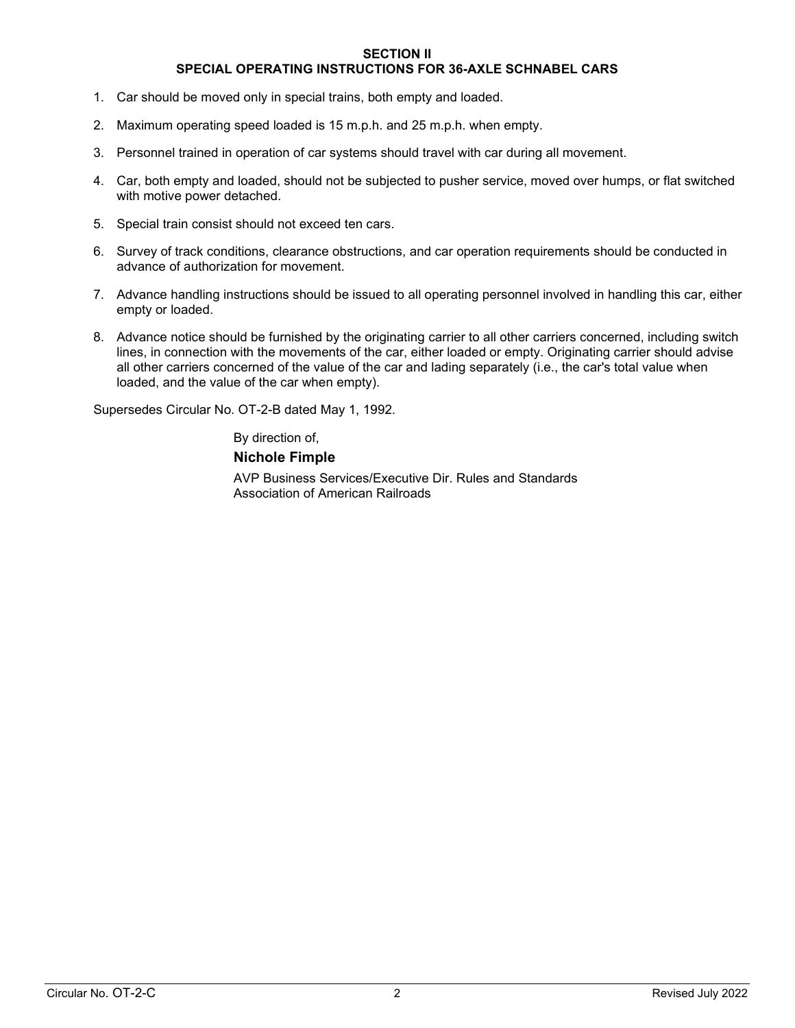## SECTION II
## SPECIAL OPERATING INSTRUCTIONS FOR 36-AXLE SCHNABEL CARS

1. Car should be moved only in special trains, both empty and loaded.
2. Maximum operating speed loaded is 15 m.p.h. and 25 m.p.h. when empty.
3. Personnel trained in operation of car systems should travel with car during all movement.
4. Car, both empty and loaded, should not be subjected to pusher service, moved over humps, or flat switched with motive power detached.
5. Special train consist should not exceed ten cars.
6. Survey of track conditions, clearance obstructions, and car operation requirements should be conducted in advance of authorization for movement.
7. Advance handling instructions should be issued to all operating personnel involved in handling this car, either empty or loaded.
8. Advance notice should be furnished by the originating carrier to all other carriers concerned, including switch lines, in connection with the movements of the car, either loaded or empty. Originating carrier should advise all other carriers concerned of the value of the car and lading separately (i.e., the car's total value when loaded, and the value of the car when empty).

Supersedes Circular No. OT-2-B dated May 1, 1992.

By direction of,

**Nichole Fimple**

AVP Business Services/Executive Dir. Rules and Standards
Association of American Railroads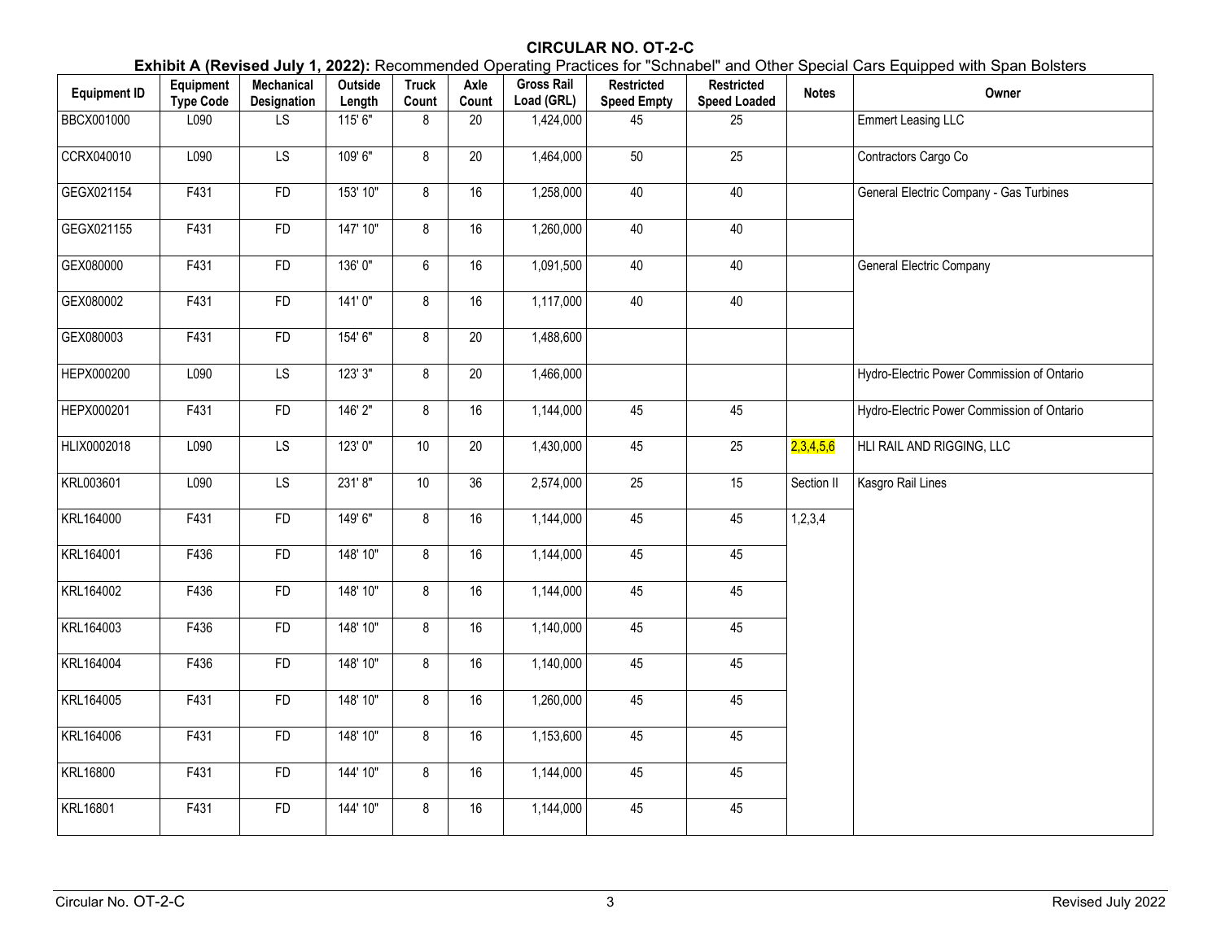**CIRCULAR NO. OT-2-C**

**Exhibit A (Revised July 1, 2022):** Recommended Operating Practices for "Schnabel" and Other Special Cars Equipped with Span Bolsters

| Equipment ID | Equipment Type Code | Mechanical Designation | Outside Length | Truck Count | Axle Count | Gross Rail Load (GRL) | Restricted Speed Empty | Restricted Speed Loaded | Notes | Owner |
|---|---|---|---|---|---|---|---|---|---|---|
| BBCX001000 | L090 | LS | 115' 6" | 8 | 20 | 1,424,000 | 45 | 25 | | Emmert Leasing LLC |
| CCRX040010 | L090 | LS | 109' 6" | 8 | 20 | 1,464,000 | 50 | 25 | | Contractors Cargo Co |
| GEGX021154 | F431 | FD | 153' 10" | 8 | 16 | 1,258,000 | 40 | 40 | | General Electric Company - Gas Turbines |
| GEGX021155 | F431 | FD | 147' 10" | 8 | 16 | 1,260,000 | 40 | 40 | | |
| GEX080000 | F431 | FD | 136' 0" | 6 | 16 | 1,091,500 | 40 | 40 | | General Electric Company |
| GEX080002 | F431 | FD | 141' 0" | 8 | 16 | 1,117,000 | 40 | 40 | | |
| GEX080003 | F431 | FD | 154' 6" | 8 | 20 | 1,488,600 | | | | |
| HEPX000200 | L090 | LS | 123' 3" | 8 | 20 | 1,466,000 | | | | Hydro-Electric Power Commission of Ontario |
| HEPX000201 | F431 | FD | 146' 2" | 8 | 16 | 1,144,000 | 45 | 45 | | Hydro-Electric Power Commission of Ontario |
| HLIX0002018 | L090 | LS | 123' 0" | 10 | 20 | 1,430,000 | 45 | 25 | 2,3,4,5,6 | HLI RAIL AND RIGGING, LLC |
| KRL003601 | L090 | LS | 231' 8" | 10 | 36 | 2,574,000 | 25 | 15 | Section II | Kasgro Rail Lines |
| KRL164000 | F431 | FD | 149' 6" | 8 | 16 | 1,144,000 | 45 | 45 | 1,2,3,4 | |
| KRL164001 | F436 | FD | 148' 10" | 8 | 16 | 1,144,000 | 45 | 45 | | |
| KRL164002 | F436 | FD | 148' 10" | 8 | 16 | 1,144,000 | 45 | 45 | | |
| KRL164003 | F436 | FD | 148' 10" | 8 | 16 | 1,140,000 | 45 | 45 | | |
| KRL164004 | F436 | FD | 148' 10" | 8 | 16 | 1,140,000 | 45 | 45 | | |
| KRL164005 | F431 | FD | 148' 10" | 8 | 16 | 1,260,000 | 45 | 45 | | |
| KRL164006 | F431 | FD | 148' 10" | 8 | 16 | 1,153,600 | 45 | 45 | | |
| KRL16800 | F431 | FD | 144' 10" | 8 | 16 | 1,144,000 | 45 | 45 | | |
| KRL16801 | F431 | FD | 144' 10" | 8 | 16 | 1,144,000 | 45 | 45 | | |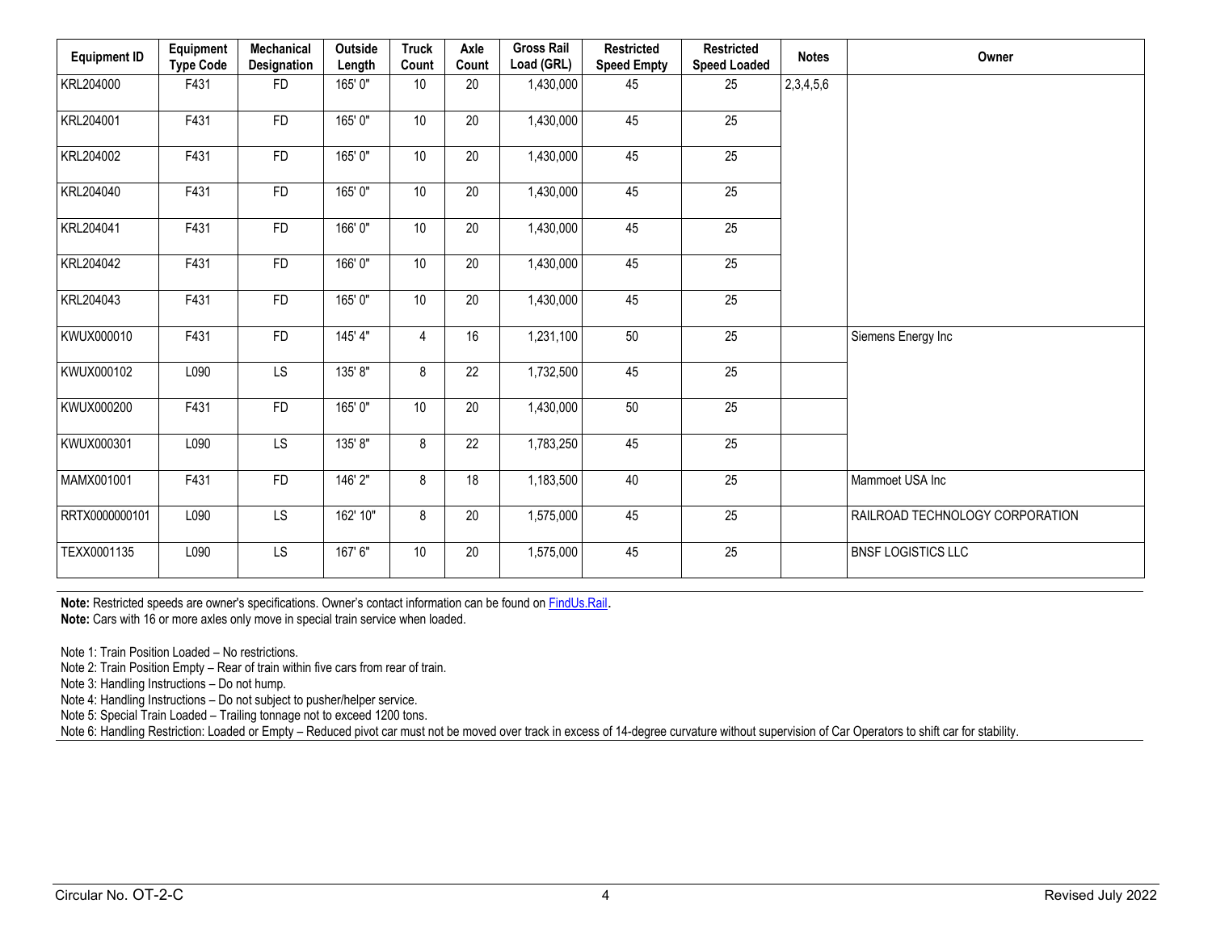| Equipment ID | Equipment Type Code | Mechanical Designation | Outside Length | Truck Count | Axle Count | Gross Rail Load (GRL) | Restricted Speed Empty | Restricted Speed Loaded | Notes | Owner |
|---|---|---|---|---|---|---|---|---|---|---|
| KRL204000 | F431 | FD | 165' 0" | 10 | 20 | 1,430,000 | 45 | 25 | 2,3,4,5,6 | |
| KRL204001 | F431 | FD | 165' 0" | 10 | 20 | 1,430,000 | 45 | 25 | | |
| KRL204002 | F431 | FD | 165' 0" | 10 | 20 | 1,430,000 | 45 | 25 | | |
| KRL204040 | F431 | FD | 165' 0" | 10 | 20 | 1,430,000 | 45 | 25 | | |
| KRL204041 | F431 | FD | 166' 0" | 10 | 20 | 1,430,000 | 45 | 25 | | |
| KRL204042 | F431 | FD | 166' 0" | 10 | 20 | 1,430,000 | 45 | 25 | | |
| KRL204043 | F431 | FD | 165' 0" | 10 | 20 | 1,430,000 | 45 | 25 | | |
| KWUX000010 | F431 | FD | 145' 4" | 4 | 16 | 1,231,100 | 50 | 25 | | Siemens Energy Inc |
| KWUX000102 | L090 | LS | 135' 8" | 8 | 22 | 1,732,500 | 45 | 25 | | |
| KWUX000200 | F431 | FD | 165' 0" | 10 | 20 | 1,430,000 | 50 | 25 | | |
| KWUX000301 | L090 | LS | 135' 8" | 8 | 22 | 1,783,250 | 45 | 25 | | |
| MAMX001001 | F431 | FD | 146' 2" | 8 | 18 | 1,183,500 | 40 | 25 | | Mammoet USA Inc |
| RRTX0000000101 | L090 | LS | 162' 10" | 8 | 20 | 1,575,000 | 45 | 25 | | RAILROAD TECHNOLOGY CORPORATION |
| TEXX0001135 | L090 | LS | 167' 6" | 10 | 20 | 1,575,000 | 45 | 25 | | BNSF LOGISTICS LLC |

**Note:** Restricted speeds are owner's specifications. Owner's contact information can be found on FindUs.Rail.

**Note:** Cars with 16 or more axles only move in special train service when loaded.

Note 1: Train Position Loaded – No restrictions.

Note 2: Train Position Empty – Rear of train within five cars from rear of train.

Note 3: Handling Instructions – Do not hump.

Note 4: Handling Instructions – Do not subject to pusher/helper service.

Note 5: Special Train Loaded – Trailing tonnage not to exceed 1200 tons.

Note 6: Handling Restriction: Loaded or Empty – Reduced pivot car must not be moved over track in excess of 14-degree curvature without supervision of Car Operators to shift car for stability.